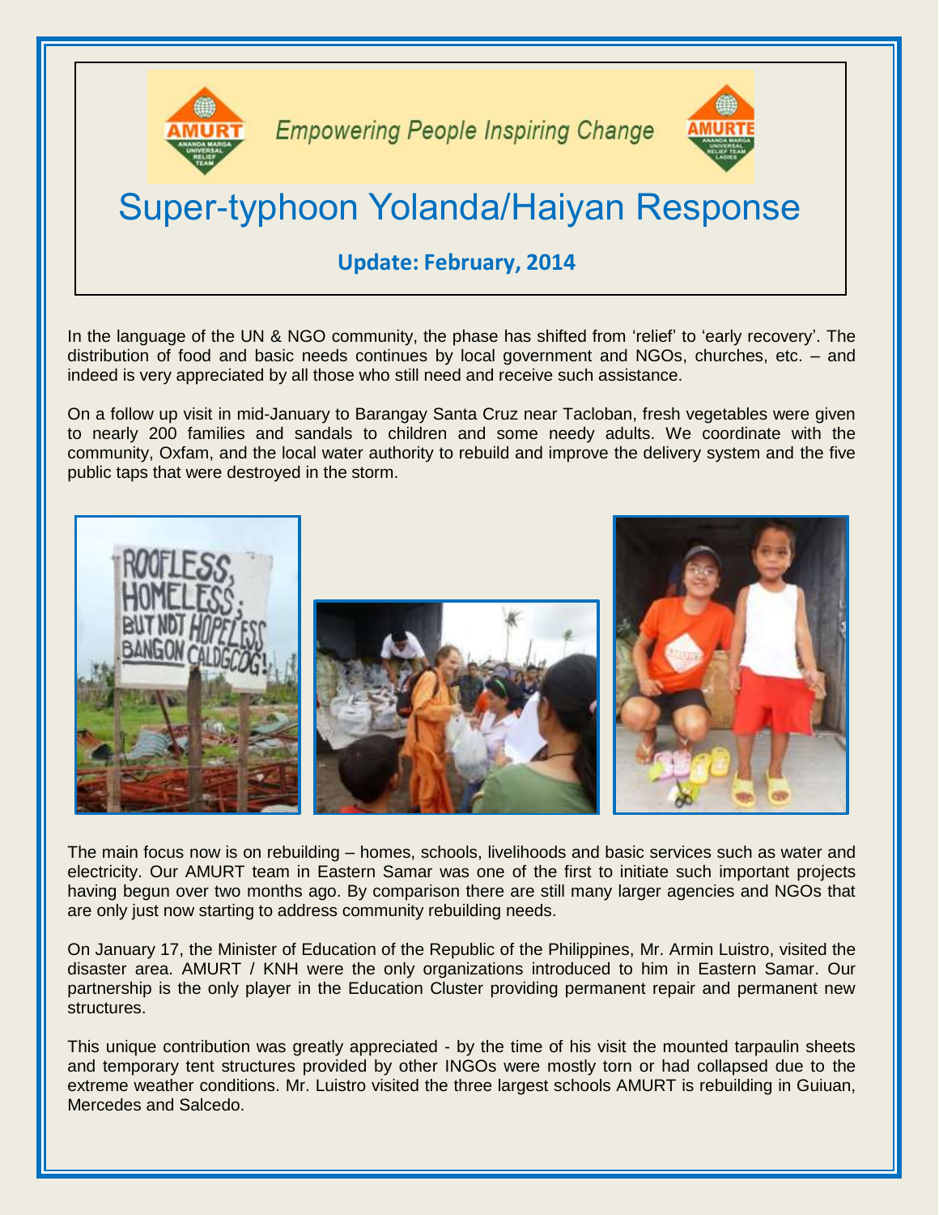*Empowering People Inspiring Change*

# Super-typhoon Yolanda/Haiyan Response

**Update: February, 2014**

In the language of the UN & NGO community, the phase has shifted from 'relief' to 'early recovery'. The distribution of food and basic needs continues by local government and NGOs, churches, etc. – and indeed is very appreciated by all those who still need and receive such assistance.

On a follow up visit in mid-January to Barangay Santa Cruz near Tacloban, fresh vegetables were given to nearly 200 families and sandals to children and some needy adults. We coordinate with the community, Oxfam, and the local water authority to rebuild and improve the delivery system and the five public taps that were destroyed in the storm.

The main focus now is on rebuilding – homes, schools, livelihoods and basic services such as water and electricity. Our AMURT team in Eastern Samar was one of the first to initiate such important projects having begun over two months ago. By comparison there are still many larger agencies and NGOs that are only just now starting to address community rebuilding needs.

On January 17, the Minister of Education of the Republic of the Philippines, Mr. Armin Luistro, visited the disaster area. AMURT / KNH were the only organizations introduced to him in Eastern Samar. Our partnership is the only player in the Education Cluster providing permanent repair and permanent new structures.

This unique contribution was greatly appreciated - by the time of his visit the mounted tarpaulin sheets and temporary tent structures provided by other INGOs were mostly torn or had collapsed due to the extreme weather conditions. Mr. Luistro visited the three largest schools AMURT is rebuilding in Guiuan, Mercedes and Salcedo.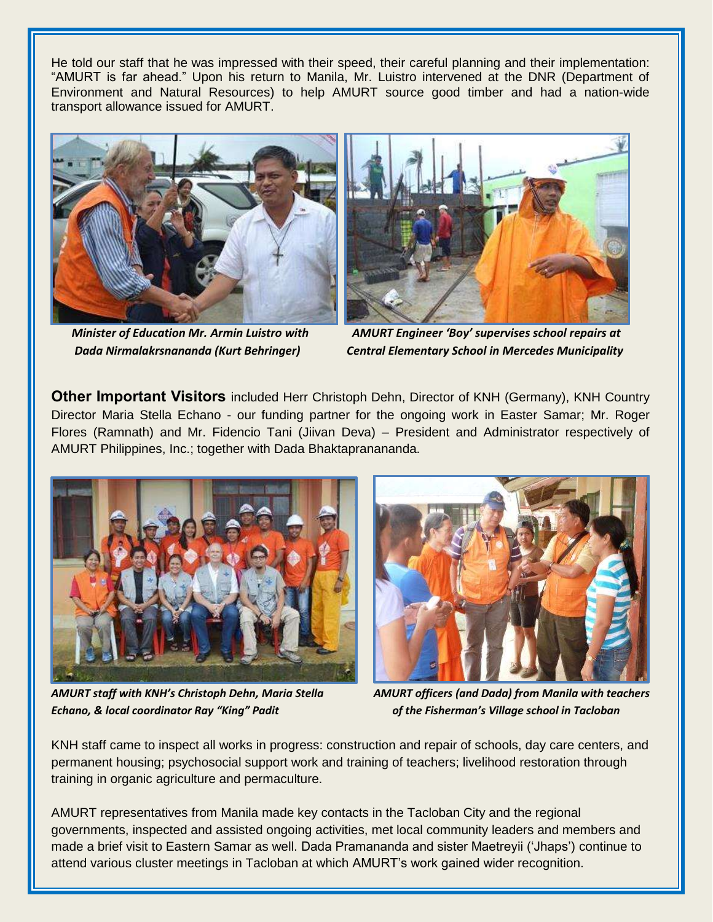He told our staff that he was impressed with their speed, their careful planning and their implementation: "AMURT is far ahead." Upon his return to Manila, Mr. Luistro intervened at the DNR (Department of Environment and Natural Resources) to help AMURT source good timber and had a nation-wide transport allowance issued for AMURT.

*Minister of Education Mr. Armin Luistro with Dada Nirmalakrsnananda (Kurt Behringer)*

*AMURT Engineer 'Boy' supervises school repairs at Central Elementary School in Mercedes Municipality*

**Other Important Visitors** included Herr Christoph Dehn, Director of KNH (Germany), KNH Country Director Maria Stella Echano - our funding partner for the ongoing work in Easter Samar; Mr. Roger Flores (Ramnath) and Mr. Fidencio Tani (Jiivan Deva) – President and Administrator respectively of AMURT Philippines, Inc.; together with Dada Bhaktaprananananda.

*AMURT staff with KNH's Christoph Dehn, Maria Stella Echano, & local coordinator Ray "King" Padit*

*AMURT officers (and Dada) from Manila with teachers of the Fisherman's Village school in Tacloban*

KNH staff came to inspect all works in progress: construction and repair of schools, day care centers, and permanent housing; psychosocial support work and training of teachers; livelihood restoration through training in organic agriculture and permaculture.

AMURT representatives from Manila made key contacts in the Tacloban City and the regional governments, inspected and assisted ongoing activities, met local community leaders and members and made a brief visit to Eastern Samar as well. Dada Pramananda and sister Maetreyii ('Jhaps') continue to attend various cluster meetings in Tacloban at which AMURT's work gained wider recognition.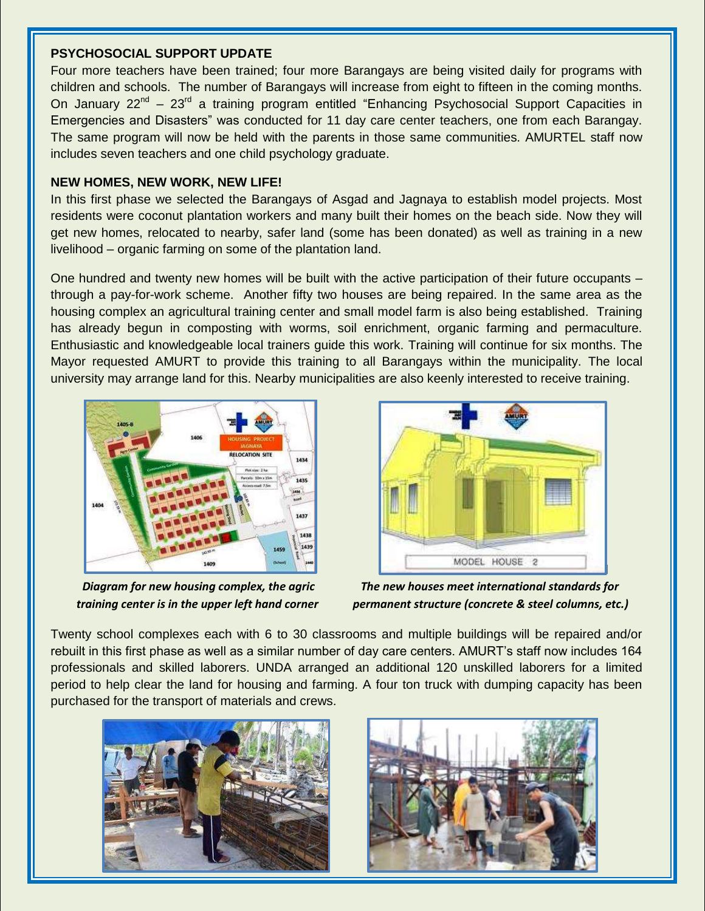**PSYCHOSOCIAL SUPPORT UPDATE**

Four more teachers have been trained; four more Barangays are being visited daily for programs with children and schools. The number of Barangays will increase from eight to fifteen in the coming months. On January 22nd – 23rd a training program entitled "Enhancing Psychosocial Support Capacities in Emergencies and Disasters" was conducted for 11 day care center teachers, one from each Barangay. The same program will now be held with the parents in those same communities. AMURTEL staff now includes seven teachers and one child psychology graduate.

**NEW HOMES, NEW WORK, NEW LIFE!**

In this first phase we selected the Barangays of Asgad and Jagnaya to establish model projects. Most residents were coconut plantation workers and many built their homes on the beach side. Now they will get new homes, relocated to nearby, safer land (some has been donated) as well as training in a new livelihood – organic farming on some of the plantation land.

One hundred and twenty new homes will be built with the active participation of their future occupants – through a pay-for-work scheme. Another fifty two houses are being repaired. In the same area as the housing complex an agricultural training center and small model farm is also being established. Training has already begun in composting with worms, soil enrichment, organic farming and permaculture. Enthusiastic and knowledgeable local trainers guide this work. Training will continue for six months. The Mayor requested AMURT to provide this training to all Barangays within the municipality. The local university may arrange land for this. Nearby municipalities are also keenly interested to receive training.

*Diagram for new housing complex, the agric training center is in the upper left hand corner*

*The new houses meet international standards for permanent structure (concrete & steel columns, etc.)*

Twenty school complexes each with 6 to 30 classrooms and multiple buildings will be repaired and/or rebuilt in this first phase as well as a similar number of day care centers. AMURT's staff now includes 164 professionals and skilled laborers. UNDA arranged an additional 120 unskilled laborers for a limited period to help clear the land for housing and farming. A four ton truck with dumping capacity has been purchased for the transport of materials and crews.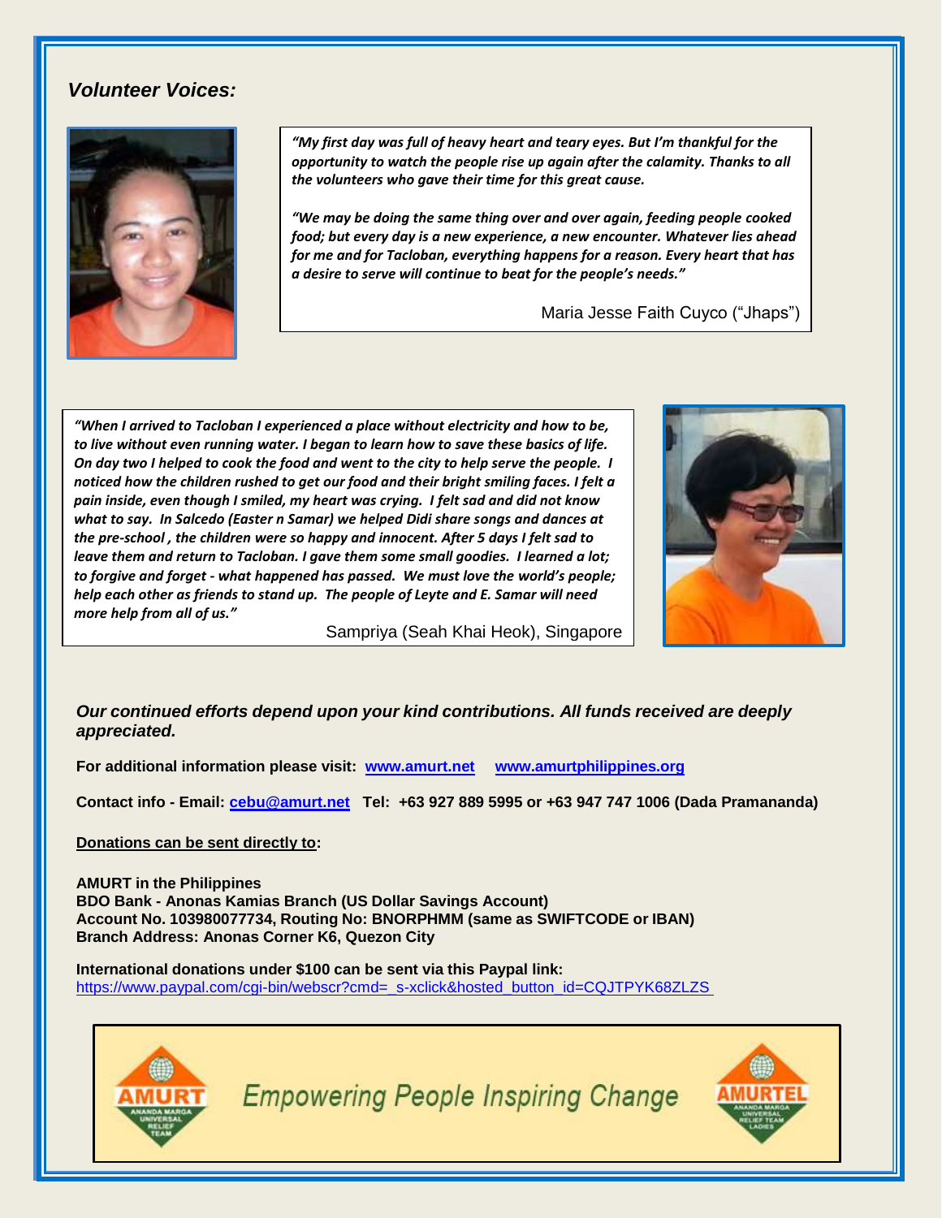### *Volunteer Voices:*

*"My first day was full of heavy heart and teary eyes. But I'm thankful for the opportunity to watch the people rise up again after the calamity. Thanks to all the volunteers who gave their time for this great cause.*

*"We may be doing the same thing over and over again, feeding people cooked food; but every day is a new experience, a new encounter. Whatever lies ahead for me and for Tacloban, everything happens for a reason. Every heart that has a desire to serve will continue to beat for the people's needs."*

Maria Jesse Faith Cuyco ("Jhaps")

*"When I arrived to Tacloban I experienced a place without electricity and how to be, to live without even running water. I began to learn how to save these basics of life. On day two I helped to cook the food and went to the city to help serve the people. I noticed how the children rushed to get our food and their bright smiling faces. I felt a pain inside, even though I smiled, my heart was crying. I felt sad and did not know what to say. In Salcedo (Easter n Samar) we helped Didi share songs and dances at the pre-school , the children were so happy and innocent. After 5 days I felt sad to leave them and return to Tacloban. I gave them some small goodies. I learned a lot; to forgive and forget - what happened has passed. We must love the world's people; help each other as friends to stand up. The people of Leyte and E. Samar will need more help from all of us."*

Sampriya (Seah Khai Heok), Singapore

***Our continued efforts depend upon your kind contributions. All funds received are deeply appreciated.***

**For additional information please visit: www.amurt.net www.amurtphilippines.org**

**Contact info - Email: cebu@amurt.net Tel: +63 927 889 5995 or +63 947 747 1006 (Dada Pramananda)**

**Donations can be sent directly to:**

**AMURT in the Philippines**
**BDO Bank - Anonas Kamias Branch (US Dollar Savings Account)**
**Account No. 103980077734, Routing No: BNORPHMM (same as SWIFTCODE or IBAN)**
**Branch Address: Anonas Corner K6, Quezon City**

**International donations under $100 can be sent via this Paypal link:**
https://www.paypal.com/cgi-bin/webscr?cmd=_s-xclick&hosted_button_id=CQJTPYK68ZLZS

AMURT ANANDA MARGA UNIVERSAL RELIEF TEAM

Empowering People Inspiring Change

AMURTEL ANANDA MARGA UNIVERSAL RELIEF TEAM LADIES